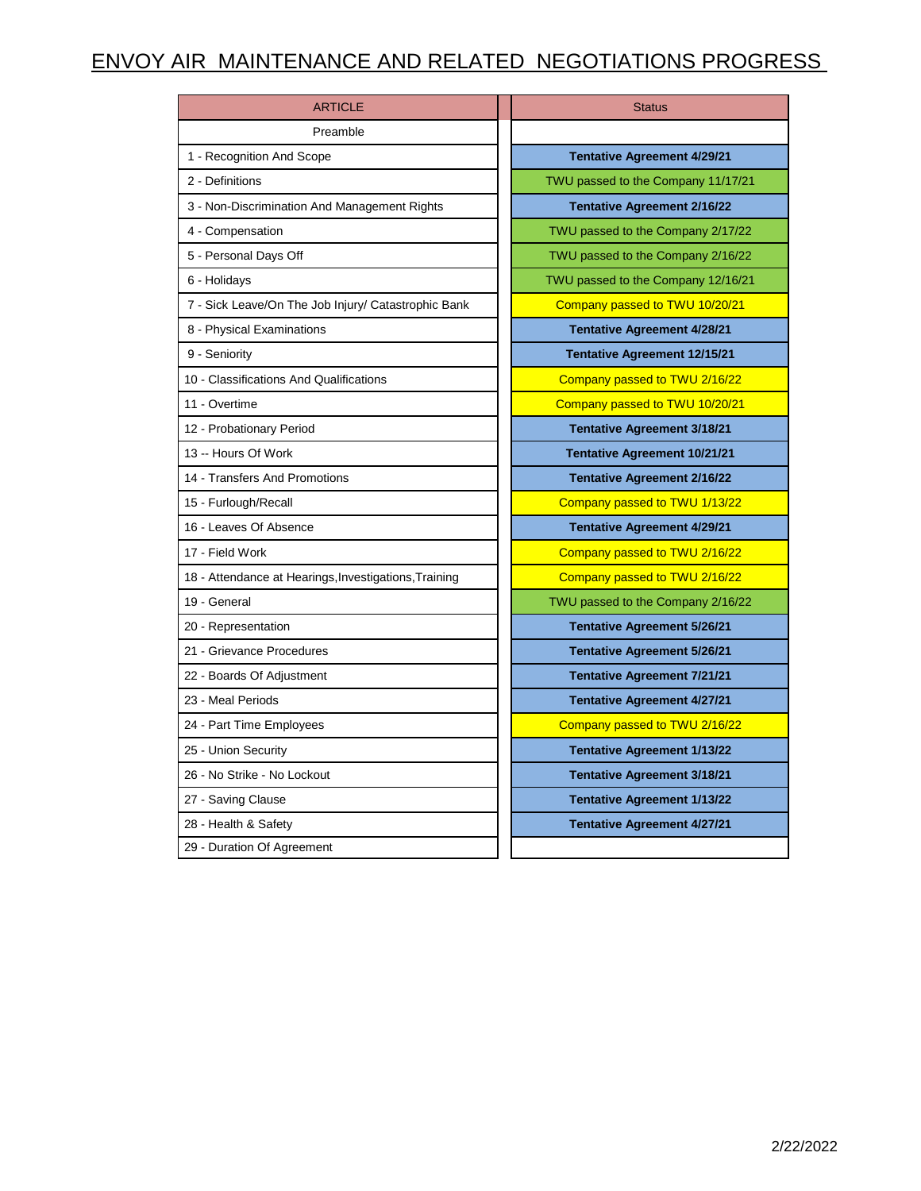# ENVOY AIR MAINTENANCE AND RELATED NEGOTIATIONS PROGRESS

| ARTICLE | Status |
|---|---|
| Preamble | |
| 1 - Recognition And Scope | **Tentative Agreement 4/29/21** |
| 2 - Definitions | TWU passed to the Company 11/17/21 |
| 3 - Non-Discrimination And Management Rights | **Tentative Agreement 2/16/22** |
| 4 - Compensation | TWU passed to the Company 2/17/22 |
| 5 - Personal Days Off | TWU passed to the Company 2/16/22 |
| 6 - Holidays | TWU passed to the Company 12/16/21 |
| 7 - Sick Leave/On The Job Injury/ Catastrophic Bank | Company passed to TWU 10/20/21 |
| 8 - Physical Examinations | **Tentative Agreement 4/28/21** |
| 9 - Seniority | **Tentative Agreement 12/15/21** |
| 10 - Classifications And Qualifications | Company passed to TWU 2/16/22 |
| 11 - Overtime | Company passed to TWU 10/20/21 |
| 12 - Probationary Period | **Tentative Agreement 3/18/21** |
| 13 -- Hours Of Work | **Tentative Agreement 10/21/21** |
| 14 - Transfers And Promotions | **Tentative Agreement 2/16/22** |
| 15 - Furlough/Recall | Company passed to TWU 1/13/22 |
| 16 - Leaves Of Absence | **Tentative Agreement 4/29/21** |
| 17 - Field Work | Company passed to TWU 2/16/22 |
| 18 - Attendance at Hearings,Investigations,Training | Company passed to TWU 2/16/22 |
| 19 - General | TWU passed to the Company 2/16/22 |
| 20 - Representation | **Tentative Agreement 5/26/21** |
| 21 - Grievance Procedures | **Tentative Agreement 5/26/21** |
| 22 - Boards Of Adjustment | **Tentative Agreement 7/21/21** |
| 23 - Meal Periods | **Tentative Agreement 4/27/21** |
| 24 - Part Time Employees | Company passed to TWU 2/16/22 |
| 25 - Union Security | **Tentative Agreement 1/13/22** |
| 26 - No Strike - No Lockout | **Tentative Agreement 3/18/21** |
| 27 - Saving Clause | **Tentative Agreement 1/13/22** |
| 28 - Health & Safety | **Tentative Agreement 4/27/21** |
| 29 - Duration Of Agreement | |

2/22/2022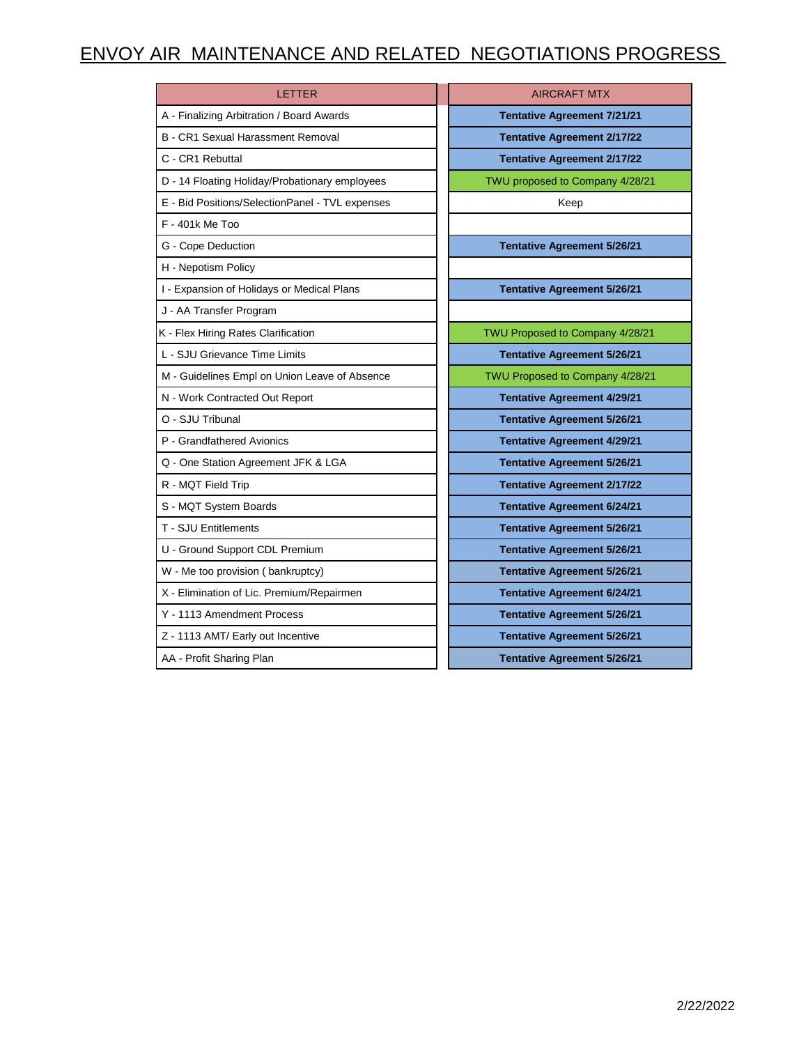# ENVOY AIR MAINTENANCE AND RELATED NEGOTIATIONS PROGRESS

| LETTER | AIRCRAFT MTX |
| --- | --- |
| A - Finalizing Arbitration / Board Awards | **Tentative Agreement 7/21/21** |
| B - CR1 Sexual Harassment Removal | **Tentative Agreement 2/17/22** |
| C - CR1 Rebuttal | **Tentative Agreement 2/17/22** |
| D - 14 Floating Holiday/Probationary employees | TWU proposed to Company 4/28/21 |
| E - Bid Positions/SelectionPanel - TVL expenses | Keep |
| F - 401k Me Too | |
| G - Cope Deduction | **Tentative Agreement 5/26/21** |
| H - Nepotism Policy | |
| I - Expansion of Holidays or Medical Plans | **Tentative Agreement 5/26/21** |
| J - AA Transfer Program | |
| K - Flex Hiring Rates Clarification | TWU Proposed to Company 4/28/21 |
| L - SJU Grievance Time Limits | **Tentative Agreement 5/26/21** |
| M - Guidelines Empl on Union Leave of Absence | TWU Proposed to Company 4/28/21 |
| N - Work Contracted Out Report | **Tentative Agreement 4/29/21** |
| O - SJU Tribunal | **Tentative Agreement 5/26/21** |
| P - Grandfathered Avionics | **Tentative Agreement 4/29/21** |
| Q - One Station Agreement JFK & LGA | **Tentative Agreement 5/26/21** |
| R - MQT Field Trip | **Tentative Agreement 2/17/22** |
| S - MQT System Boards | **Tentative Agreement 6/24/21** |
| T - SJU Entitlements | **Tentative Agreement 5/26/21** |
| U - Ground Support CDL Premium | **Tentative Agreement 5/26/21** |
| W - Me too provision ( bankruptcy) | **Tentative Agreement 5/26/21** |
| X - Elimination of Lic. Premium/Repairmen | **Tentative Agreement 6/24/21** |
| Y - 1113 Amendment Process | **Tentative Agreement 5/26/21** |
| Z - 1113 AMT/ Early out Incentive | **Tentative Agreement 5/26/21** |
| AA - Profit Sharing Plan | **Tentative Agreement 5/26/21** |

2/22/2022